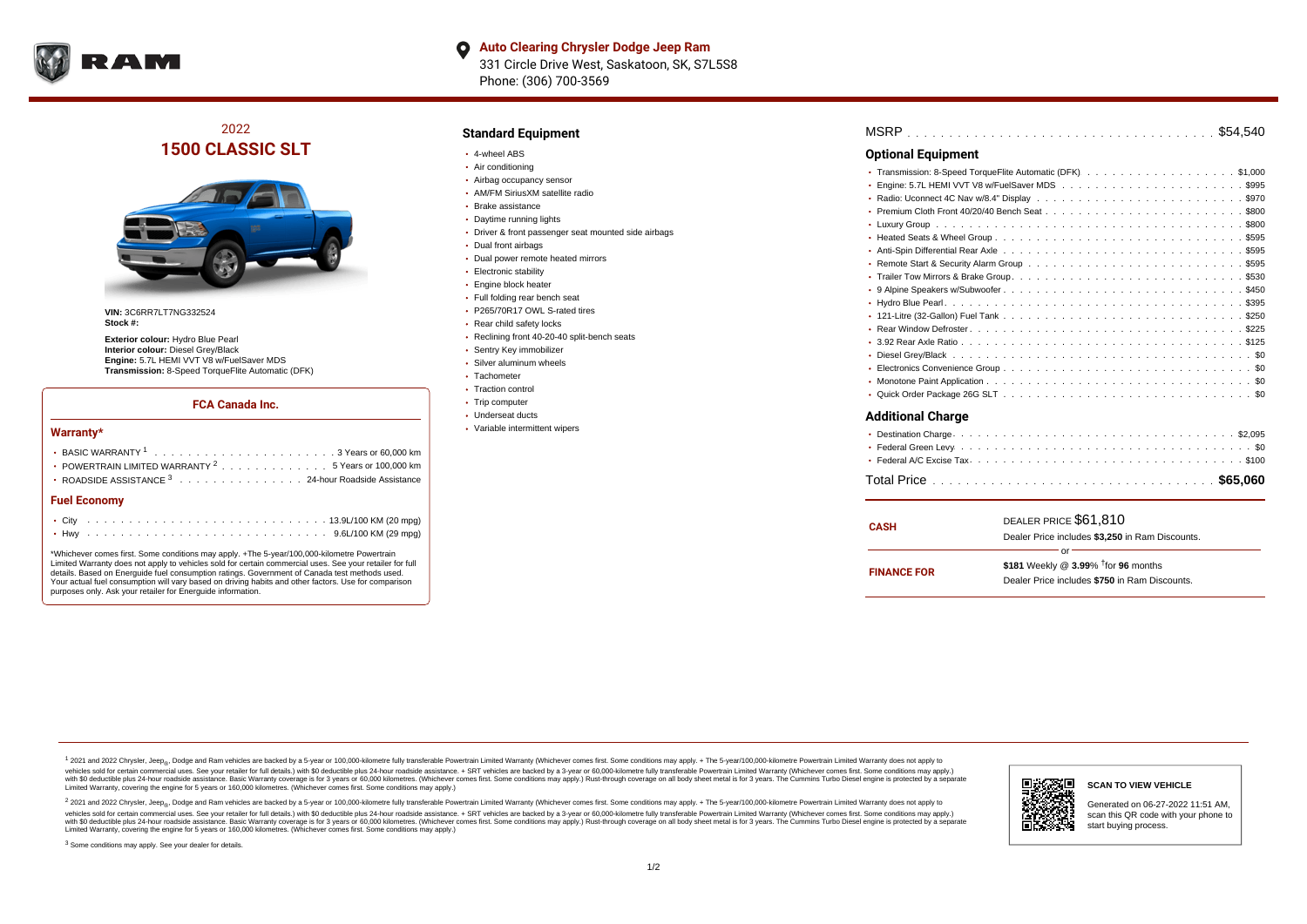**Auto Clearing Chrysler Dodge Jeep Ram**
331 Circle Drive West, Saskatoon, SK, S7L5S8
Phone: (306) 700-3569

## 2022
# 1500 CLASSIC SLT

**VIN:** 3C6RR7LT7NG332524
**Stock #:**

**Exterior colour:** Hydro Blue Pearl
**Interior colour:** Diesel Grey/Black
**Engine:** 5.7L HEMI VVT V8 w/FuelSaver MDS
**Transmission:** 8-Speed TorqueFlite Automatic (DFK)

### FCA Canada Inc.

#### Warranty*

- BASIC WARRANTY [1] ........ 3 Years or 60,000 km
- POWERTRAIN LIMITED WARRANTY [2] ........ 5 Years or 100,000 km
- ROADSIDE ASSISTANCE [3] ........ 24-hour Roadside Assistance

#### Fuel Economy

- City ........ 13.9L/100 KM (20 mpg)
- Hwy ........ 9.6L/100 KM (29 mpg)

*Whichever comes first. Some conditions may apply. +The 5-year/100,000-kilometre Powertrain Limited Warranty does not apply to vehicles sold for certain commercial uses. See your retailer for full details. Based on Energuide fuel consumption ratings. Government of Canada test methods used. Your actual fuel consumption will vary based on driving habits and other factors. Use for comparison purposes only. Ask your retailer for Energuide information.

## Standard Equipment

- 4-wheel ABS
- Air conditioning
- Airbag occupancy sensor
- AM/FM SiriusXM satellite radio
- Brake assistance
- Daytime running lights
- Driver & front passenger seat mounted side airbags
- Dual front airbags
- Dual power remote heated mirrors
- Electronic stability
- Engine block heater
- Full folding rear bench seat
- P265/70R17 OWL S-rated tires
- Rear child safety locks
- Reclining front 40-20-40 split-bench seats
- Sentry Key immobilizer
- Silver aluminum wheels
- Tachometer
- Traction control
- Trip computer
- Underseat ducts
- Variable intermittent wipers

**MSRP** ........ $54,540

## Optional Equipment

- Transmission: 8-Speed TorqueFlite Automatic (DFK) ........ $1,000
- Engine: 5.7L HEMI VVT V8 w/FuelSaver MDS ........ $995
- Radio: Uconnect 4C Nav w/8.4" Display ........ $970
- Premium Cloth Front 40/20/40 Bench Seat ........ $800
- Luxury Group ........ $800
- Heated Seats & Wheel Group ........ $595
- Anti-Spin Differential Rear Axle ........ $595
- Remote Start & Security Alarm Group ........ $595
- Trailer Tow Mirrors & Brake Group ........ $530
- 9 Alpine Speakers w/Subwoofer ........ $450
- Hydro Blue Pearl ........ $395
- 121-Litre (32-Gallon) Fuel Tank ........ $250
- Rear Window Defroster ........ $225
- 3.92 Rear Axle Ratio ........ $125
- Diesel Grey/Black ........ $0
- Electronics Convenience Group ........ $0
- Monotone Paint Application ........ $0
- Quick Order Package 26G SLT ........ $0

## Additional Charge

- Destination Charge ........ $2,095
- Federal Green Levy ........ $0
- Federal A/C Excise Tax ........ $100

**Total Price** ........ **$65,060**

| | |
|---|---|
| **CASH** | DEALER PRICE $61,810<br>Dealer Price includes **$3,250** in Ram Discounts. |
| | or |
| **FINANCE FOR** | **$181** Weekly @ **3.99**% †for **96** months<br>Dealer Price includes **$750** in Ram Discounts. |

[1] 2021 and 2022 Chrysler, Jeep®, Dodge and Ram vehicles are backed by a 5-year or 100,000-kilometre fully transferable Powertrain Limited Warranty (Whichever comes first. Some conditions may apply. + The 5-year/100,000-kilometre Powertrain Limited Warranty does not apply to vehicles sold for certain commercial uses. See your retailer for full details.) with $0 deductible plus 24-hour roadside assistance. + SRT vehicles are backed by a 3-year or 60,000-kilometre fully transferable Powertrain Limited Warranty (Whichever comes first. Some conditions may apply.) with $0 deductible plus 24-hour roadside assistance. Basic Warranty coverage is for 3 years or 60,000 kilometres. (Whichever comes first. Some conditions may apply.) Rust-through coverage on all body sheet metal is for 3 years. The Cummins Turbo Diesel engine is protected by a separate Limited Warranty, covering the engine for 5 years or 160,000 kilometres. (Whichever comes first. Some conditions may apply.)

[2] 2021 and 2022 Chrysler, Jeep®, Dodge and Ram vehicles are backed by a 5-year or 100,000-kilometre fully transferable Powertrain Limited Warranty (Whichever comes first. Some conditions may apply. + The 5-year/100,000-kilometre Powertrain Limited Warranty does not apply to vehicles sold for certain commercial uses. See your retailer for full details.) with $0 deductible plus 24-hour roadside assistance. + SRT vehicles are backed by a 3-year or 60,000-kilometre fully transferable Powertrain Limited Warranty (Whichever comes first. Some conditions may apply.) with $0 deductible plus 24-hour roadside assistance. Basic Warranty coverage is for 3 years or 60,000 kilometres. (Whichever comes first. Some conditions may apply.) Rust-through coverage on all body sheet metal is for 3 years. The Cummins Turbo Diesel engine is protected by a separate Limited Warranty, covering the engine for 5 years or 160,000 kilometres. (Whichever comes first. Some conditions may apply.)

[3] Some conditions may apply. See your dealer for details.

**SCAN TO VIEW VEHICLE**

Generated on 06-27-2022 11:51 AM, scan this QR code with your phone to start buying process.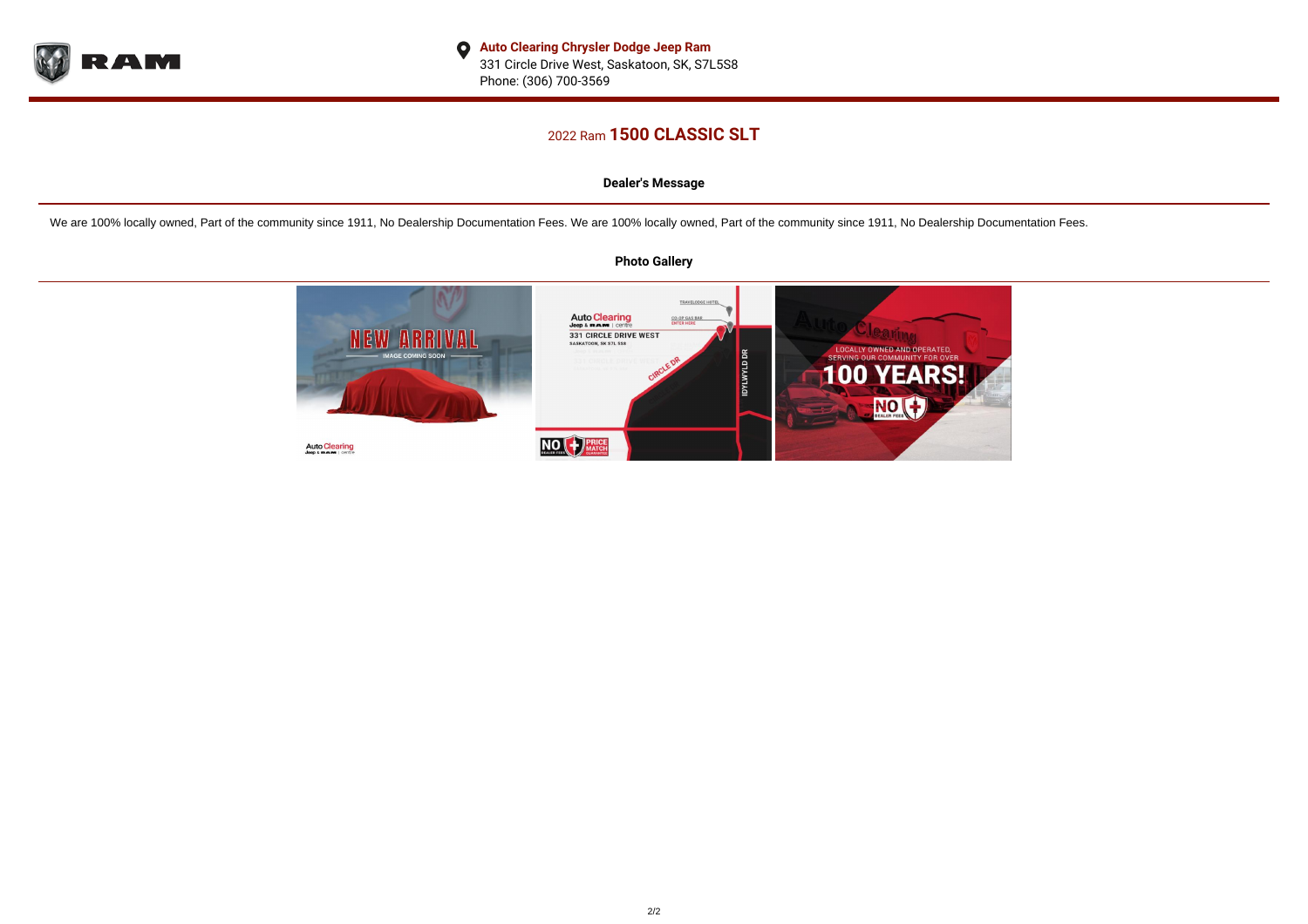**Auto Clearing Chrysler Dodge Jeep Ram**
331 Circle Drive West, Saskatoon, SK, S7L5S8
Phone: (306) 700-3569

# 2022 Ram **1500 CLASSIC SLT**

## Dealer's Message

We are 100% locally owned, Part of the community since 1911, No Dealership Documentation Fees. We are 100% locally owned, Part of the community since 1911, No Dealership Documentation Fees.

## Photo Gallery